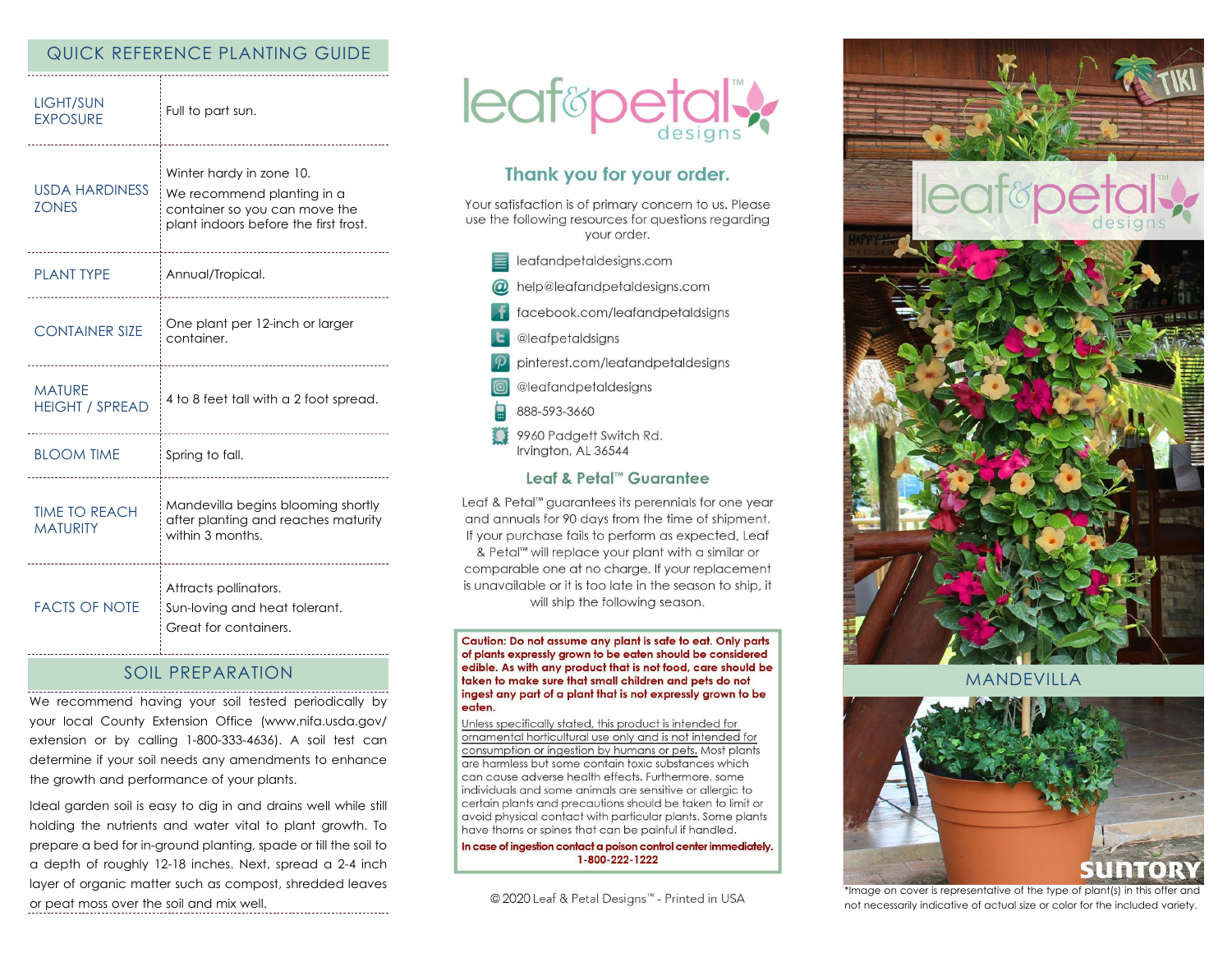## QUICK REFERENCE PLANTING GUIDE

| | |
|---|---|
| LIGHT/SUN EXPOSURE | Full to part sun. |
| USDA HARDINESS ZONES | Winter hardy in zone 10. We recommend planting in a container so you can move the plant indoors before the first frost. |
| PLANT TYPE | Annual/Tropical. |
| CONTAINER SIZE | One plant per 12-inch or larger container. |
| MATURE HEIGHT / SPREAD | 4 to 8 feet tall with a 2 foot spread. |
| BLOOM TIME | Spring to fall. |
| TIME TO REACH MATURITY | Mandevilla begins blooming shortly after planting and reaches maturity within 3 months. |
| FACTS OF NOTE | Attracts pollinators. Sun-loving and heat tolerant. Great for containers. |

## SOIL PREPARATION

We recommend having your soil tested periodically by your local County Extension Office (www.nifa.usda.gov/extension or by calling 1-800-333-4636). A soil test can determine if your soil needs any amendments to enhance the growth and performance of your plants.

Ideal garden soil is easy to dig in and drains well while still holding the nutrients and water vital to plant growth. To prepare a bed for in-ground planting, spade or till the soil to a depth of roughly 12-18 inches. Next, spread a 2-4 inch layer of organic matter such as compost, shredded leaves or peat moss over the soil and mix well.

# leaf&petal™ designs

## Thank you for your order.

Your satisfaction is of primary concern to us. Please use the following resources for questions regarding your order.

- leafandpetaldesigns.com
- help@leafandpetaldesigns.com
- facebook.com/leafandpetaldsigns
- @leafpetaldsigns
- pinterest.com/leafandpetaldesigns
- @leafandpetaldesigns
- 888-593-3660
- 9960 Padgett Switch Rd.
  Irvington, AL 36544

## Leaf & Petal™ Guarantee

Leaf & Petal™ guarantees its perennials for one year and annuals for 90 days from the time of shipment. If your purchase fails to perform as expected, Leaf & Petal™ will replace your plant with a similar or comparable one at no charge. If your replacement is unavailable or it is too late in the season to ship, it will ship the following season.

**Caution: Do not assume any plant is safe to eat. Only parts of plants expressly grown to be eaten should be considered edible. As with any product that is not food, care should be taken to make sure that small children and pets do not ingest any part of a plant that is not expressly grown to be eaten.**

Unless specifically stated, this product is intended for ornamental horticultural use only and is not intended for consumption or ingestion by humans or pets. Most plants are harmless but some contain toxic substances which can cause adverse health effects. Furthermore, some individuals and some animals are sensitive or allergic to certain plants and precautions should be taken to limit or avoid physical contact with particular plants. Some plants have thorns or spines that can be painful if handled.

**In case of ingestion contact a poison control center immediately. 1-800-222-1222**

© 2020 Leaf & Petal Designs™ - Printed in USA

leaf&petal™ designs

## MANDEVILLA

SUNTORY

*Image on cover is representative of the type of plant(s) in this offer and not necessarily indicative of actual size or color for the included variety.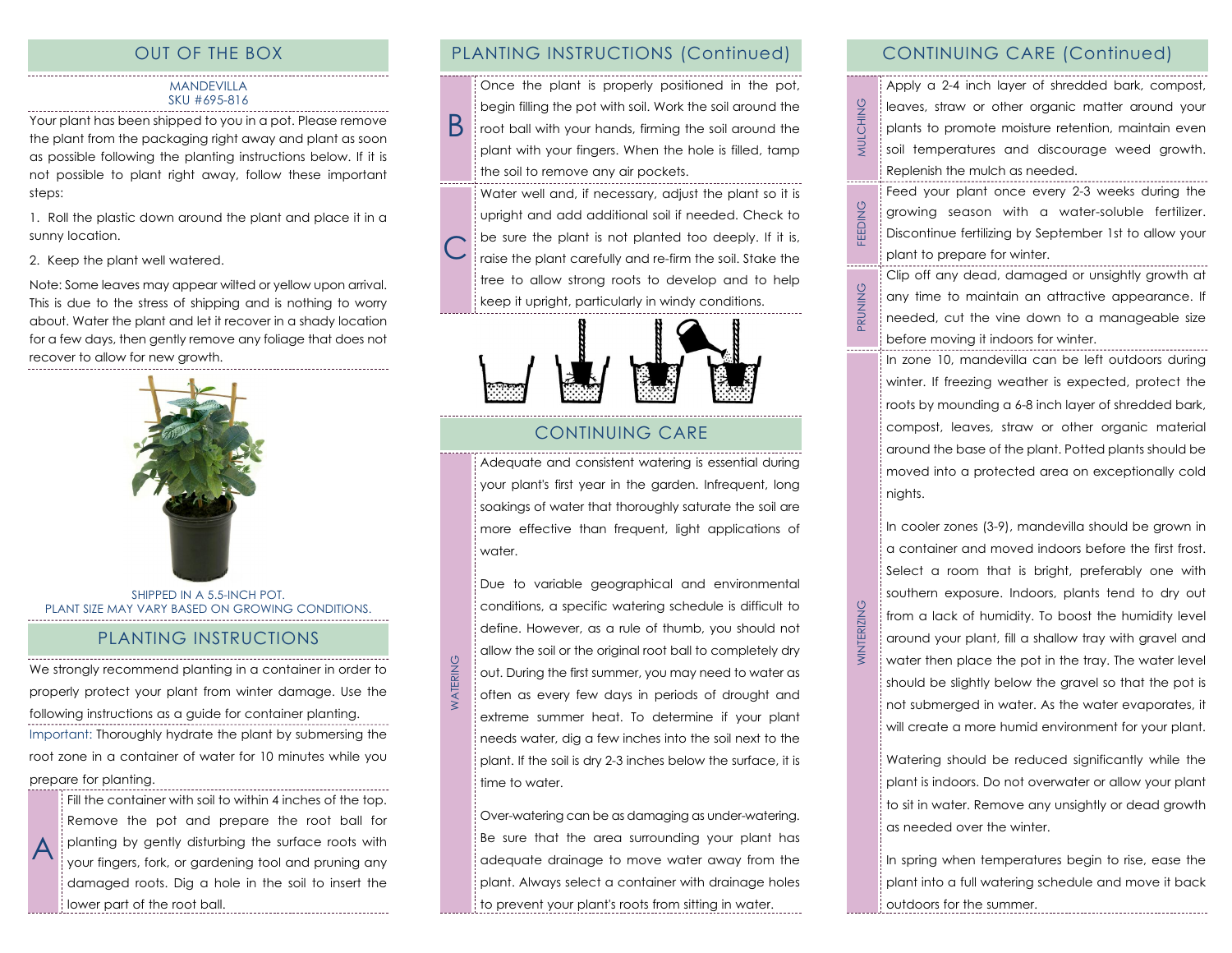## OUT OF THE BOX

MANDEVILLA
SKU #695-816

Your plant has been shipped to you in a pot. Please remove the plant from the packaging right away and plant as soon as possible following the planting instructions below. If it is not possible to plant right away, follow these important steps:

1. Roll the plastic down around the plant and place it in a sunny location.
2. Keep the plant well watered.

Note: Some leaves may appear wilted or yellow upon arrival. This is due to the stress of shipping and is nothing to worry about. Water the plant and let it recover in a shady location for a few days, then gently remove any foliage that does not recover to allow for new growth.

SHIPPED IN A 5.5-INCH POT.
PLANT SIZE MAY VARY BASED ON GROWING CONDITIONS.

## PLANTING INSTRUCTIONS

We strongly recommend planting in a container in order to properly protect your plant from winter damage. Use the following instructions as a guide for container planting.

Important: Thoroughly hydrate the plant by submersing the root zone in a container of water for 10 minutes while you prepare for planting.

**A** Fill the container with soil to within 4 inches of the top. Remove the pot and prepare the root ball for planting by gently disturbing the surface roots with your fingers, fork, or gardening tool and pruning any damaged roots. Dig a hole in the soil to insert the lower part of the root ball.

## PLANTING INSTRUCTIONS (Continued)

**B** Once the plant is properly positioned in the pot, begin filling the pot with soil. Work the soil around the root ball with your hands, firming the soil around the plant with your fingers. When the hole is filled, tamp the soil to remove any air pockets.

**C** Water well and, if necessary, adjust the plant so it is upright and add additional soil if needed. Check to be sure the plant is not planted too deeply. If it is, raise the plant carefully and re-firm the soil. Stake the tree to allow strong roots to develop and to help keep it upright, particularly in windy conditions.

## CONTINUING CARE

**WATERING**

Adequate and consistent watering is essential during your plant's first year in the garden. Infrequent, long soakings of water that thoroughly saturate the soil are more effective than frequent, light applications of water.

Due to variable geographical and environmental conditions, a specific watering schedule is difficult to define. However, as a rule of thumb, you should not allow the soil or the original root ball to completely dry out. During the first summer, you may need to water as often as every few days in periods of drought and extreme summer heat. To determine if your plant needs water, dig a few inches into the soil next to the plant. If the soil is dry 2-3 inches below the surface, it is time to water.

Over-watering can be as damaging as under-watering. Be sure that the area surrounding your plant has adequate drainage to move water away from the plant. Always select a container with drainage holes to prevent your plant's roots from sitting in water.

## CONTINUING CARE (Continued)

**MULCHING**

Apply a 2-4 inch layer of shredded bark, compost, leaves, straw or other organic matter around your plants to promote moisture retention, maintain even soil temperatures and discourage weed growth. Replenish the mulch as needed.

**FEEDING**

Feed your plant once every 2-3 weeks during the growing season with a water-soluble fertilizer. Discontinue fertilizing by September 1st to allow your plant to prepare for winter.

**PRUNING**

Clip off any dead, damaged or unsightly growth at any time to maintain an attractive appearance. If needed, cut the vine down to a manageable size before moving it indoors for winter.

**WINTERIZING**

In zone 10, mandevilla can be left outdoors during winter. If freezing weather is expected, protect the roots by mounding a 6-8 inch layer of shredded bark, compost, leaves, straw or other organic material around the base of the plant. Potted plants should be moved into a protected area on exceptionally cold nights.

In cooler zones (3-9), mandevilla should be grown in a container and moved indoors before the first frost. Select a room that is bright, preferably one with southern exposure. Indoors, plants tend to dry out from a lack of humidity. To boost the humidity level around your plant, fill a shallow tray with gravel and water then place the pot in the tray. The water level should be slightly below the gravel so that the pot is not submerged in water. As the water evaporates, it will create a more humid environment for your plant.

Watering should be reduced significantly while the plant is indoors. Do not overwater or allow your plant to sit in water. Remove any unsightly or dead growth as needed over the winter.

In spring when temperatures begin to rise, ease the plant into a full watering schedule and move it back outdoors for the summer.